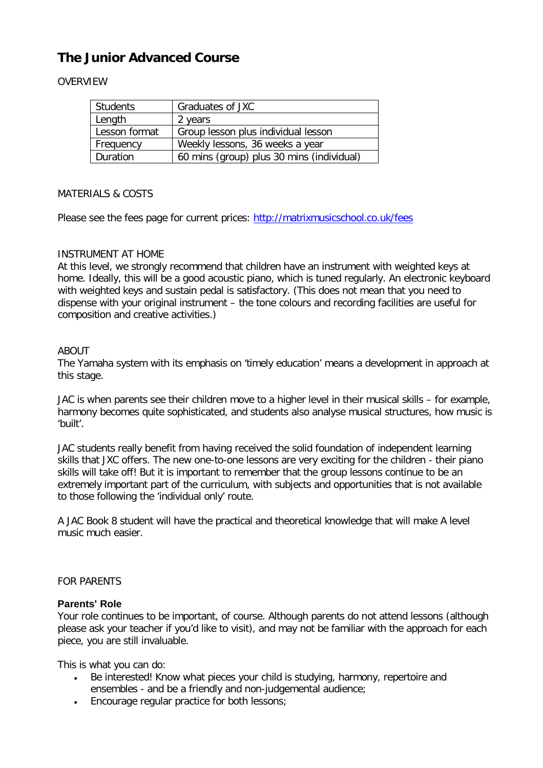# The Junior Advanced Course

OVERVIEW

| Students | Graduates of JXC |
|---|---|
| Length | 2 years |
| Lesson format | Group lesson plus individual lesson |
| Frequency | Weekly lessons, 36 weeks a year |
| Duration | 60 mins (group) plus 30 mins (individual) |

MATERIALS & COSTS

Please see the fees page for current prices: [http://matrixmusicschool.co.uk/fees](http://matrixmusicschool.co.uk/fees)

INSTRUMENT AT HOME

At this level, we strongly recommend that children have an instrument with weighted keys at home. Ideally, this will be a good acoustic piano, which is tuned regularly. An electronic keyboard with weighted keys and sustain pedal is satisfactory. (This does not mean that you need to dispense with your original instrument – the tone colours and recording facilities are useful for composition and creative activities.)

ABOUT

The Yamaha system with its emphasis on 'timely education' means a development in approach at this stage.

JAC is when parents see their children move to a higher level in their musical skills – for example, harmony becomes quite sophisticated, and students also analyse musical structures, how music is 'built'.

JAC students really benefit from having received the solid foundation of independent learning skills that JXC offers. The new one-to-one lessons are very exciting for the children - their piano skills will take off! But it is important to remember that the group lessons continue to be an extremely important part of the curriculum, with subjects and opportunities that is not available to those following the 'individual only' route.

A JAC Book 8 student will have the practical and theoretical knowledge that will make A level music much easier.

FOR PARENTS

**Parents' Role**

Your role continues to be important, of course. Although parents do not attend lessons (although please ask your teacher if you'd like to visit), and may not be familiar with the approach for each piece, you are still invaluable.

This is what you can do:

- Be interested! Know what pieces your child is studying, harmony, repertoire and ensembles - and be a friendly and non-judgemental audience;
- Encourage regular practice for both lessons;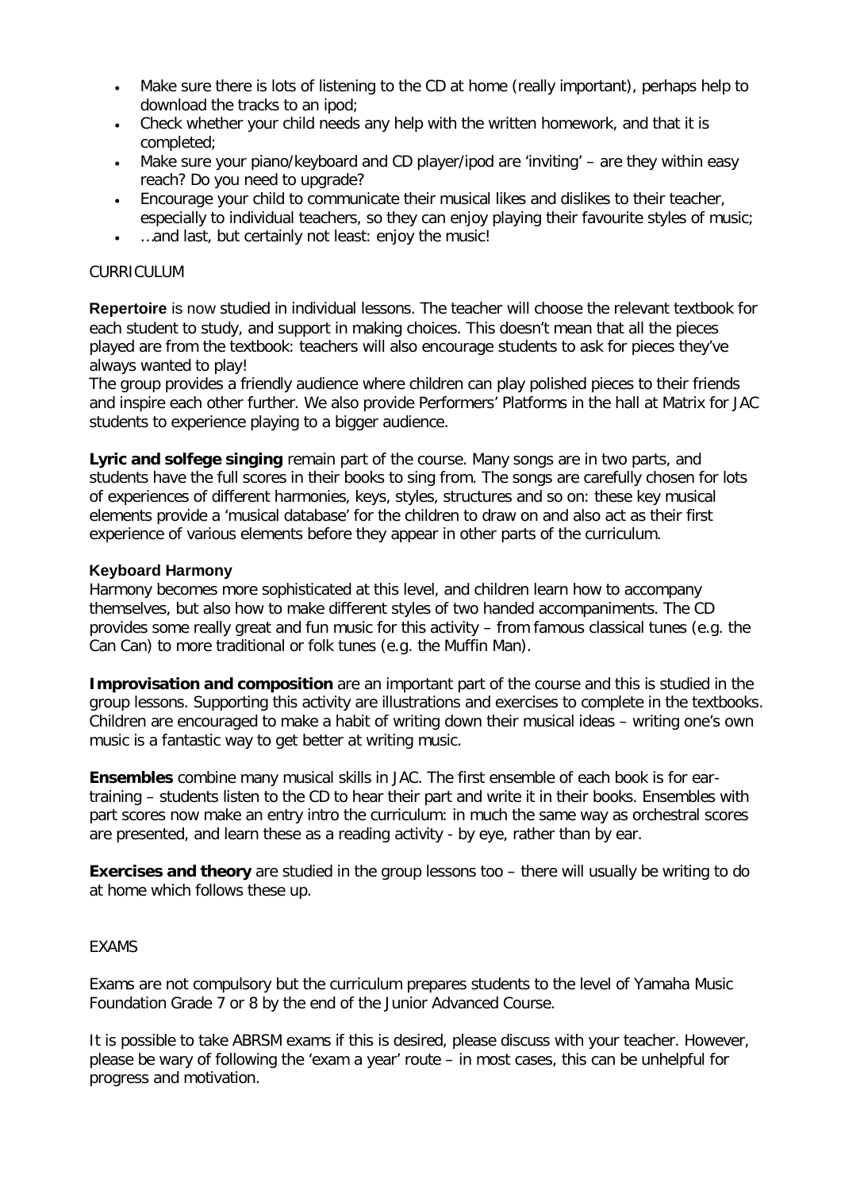- Make sure there is lots of listening to the CD at home (really important), perhaps help to download the tracks to an ipod;
- Check whether your child needs any help with the written homework, and that it is completed;
- Make sure your piano/keyboard and CD player/ipod are 'inviting' – are they within easy reach? Do you need to upgrade?
- Encourage your child to communicate their musical likes and dislikes to their teacher, especially to individual teachers, so they can enjoy playing their favourite styles of music;
- …and last, but certainly not least: enjoy the music!

## CURRICULUM

**Repertoire** is now studied in individual lessons. The teacher will choose the relevant textbook for each student to study, and support in making choices. This doesn't mean that all the pieces played are from the textbook: teachers will also encourage students to ask for pieces they've always wanted to play!

The group provides a friendly audience where children can play polished pieces to their friends and inspire each other further. We also provide Performers' Platforms in the hall at Matrix for JAC students to experience playing to a bigger audience.

**Lyric and solfege singing** remain part of the course. Many songs are in two parts, and students have the full scores in their books to sing from. The songs are carefully chosen for lots of experiences of different harmonies, keys, styles, structures and so on: these key musical elements provide a 'musical database' for the children to draw on and also act as their first experience of various elements before they appear in other parts of the curriculum.

**Keyboard Harmony**

Harmony becomes more sophisticated at this level, and children learn how to accompany themselves, but also how to make different styles of two handed accompaniments. The CD provides some really great and fun music for this activity – from famous classical tunes (e.g. the Can Can) to more traditional or folk tunes (e.g. the Muffin Man).

**Improvisation and composition** are an important part of the course and this is studied in the group lessons. Supporting this activity are illustrations and exercises to complete in the textbooks. Children are encouraged to make a habit of writing down their musical ideas – writing one's own music is a fantastic way to get better at writing music.

**Ensembles** combine many musical skills in JAC. The first ensemble of each book is for ear-training – students listen to the CD to hear their part and write it in their books. Ensembles with part scores now make an entry intro the curriculum: in much the same way as orchestral scores are presented, and learn these as a reading activity - by eye, rather than by ear.

**Exercises and theory** are studied in the group lessons too – there will usually be writing to do at home which follows these up.

## EXAMS

Exams are not compulsory but the curriculum prepares students to the level of Yamaha Music Foundation Grade 7 or 8 by the end of the Junior Advanced Course.

It is possible to take ABRSM exams if this is desired, please discuss with your teacher. However, please be wary of following the 'exam a year' route – in most cases, this can be unhelpful for progress and motivation.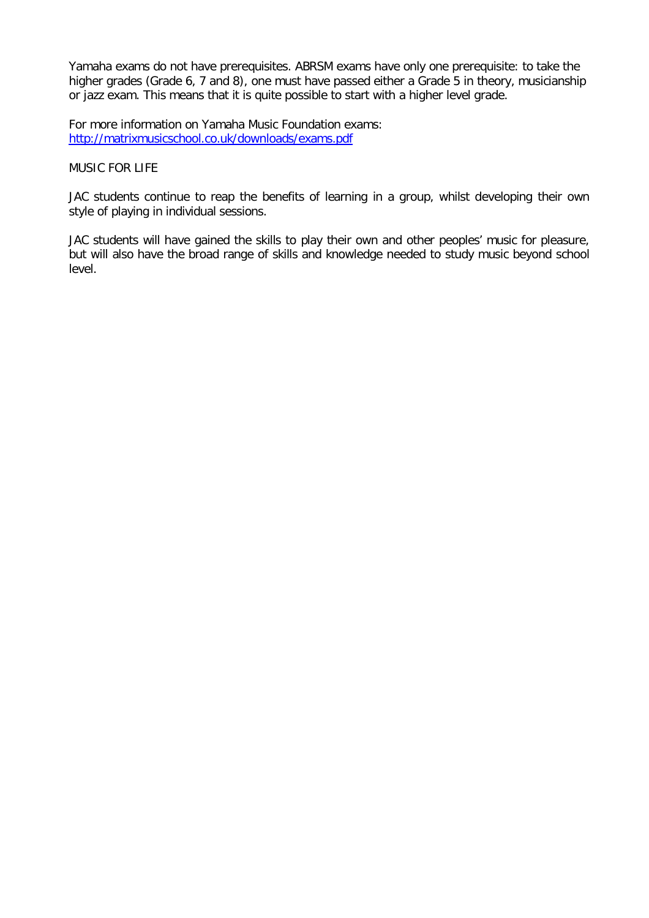Yamaha exams do not have prerequisites. ABRSM exams have only one prerequisite: to take the higher grades (Grade 6, 7 and 8), one must have passed either a Grade 5 in theory, musicianship or jazz exam. This means that it is quite possible to start with a higher level grade.

For more information on Yamaha Music Foundation exams:
[http://matrixmusicschool.co.uk/downloads/exams.pdf](http://matrixmusicschool.co.uk/downloads/exams.pdf)

MUSIC FOR LIFE

JAC students continue to reap the benefits of learning in a group, whilst developing their own style of playing in individual sessions.

JAC students will have gained the skills to play their own and other peoples' music for pleasure, but will also have the broad range of skills and knowledge needed to study music beyond school level.